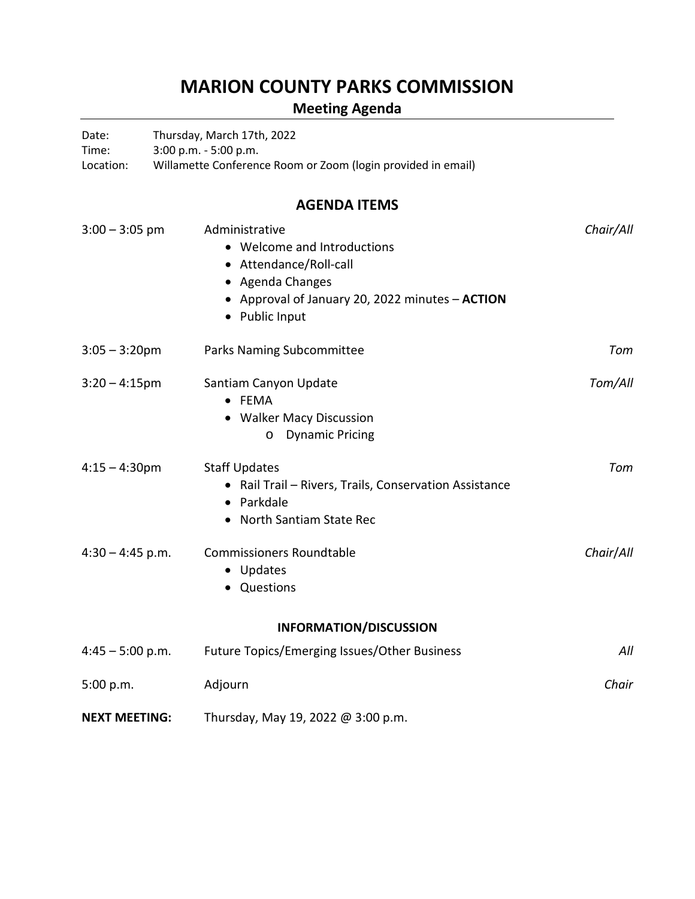# MARION COUNTY PARKS COMMISSION

## Meeting Agenda

Date: Thursday, March 17th, 2022
Time: 3:00 p.m. - 5:00 p.m.
Location: Willamette Conference Room or Zoom (login provided in email)

### AGENDA ITEMS

| Time | Item | Presenter |
|---|---|---|
| 3:00 – 3:05 pm | Administrative<br>• Welcome and Introductions<br>• Attendance/Roll-call<br>• Agenda Changes<br>• Approval of January 20, 2022 minutes – **ACTION**<br>• Public Input | *Chair/All* |
| 3:05 – 3:20pm | Parks Naming Subcommittee | *Tom* |
| 3:20 – 4:15pm | Santiam Canyon Update<br>• FEMA<br>• Walker Macy Discussion<br>&nbsp;&nbsp;&nbsp;&nbsp;o Dynamic Pricing | *Tom/All* |
| 4:15 – 4:30pm | Staff Updates<br>• Rail Trail – Rivers, Trails, Conservation Assistance<br>• Parkdale<br>• North Santiam State Rec | *Tom* |
| 4:30 – 4:45 p.m. | Commissioners Roundtable<br>• Updates<br>• Questions | *Chair/All* |

#### INFORMATION/DISCUSSION

| Time | Item | Presenter |
|---|---|---|
| 4:45 – 5:00 p.m. | Future Topics/Emerging Issues/Other Business | *All* |
| 5:00 p.m. | Adjourn | *Chair* |

**NEXT MEETING:** Thursday, May 19, 2022 @ 3:00 p.m.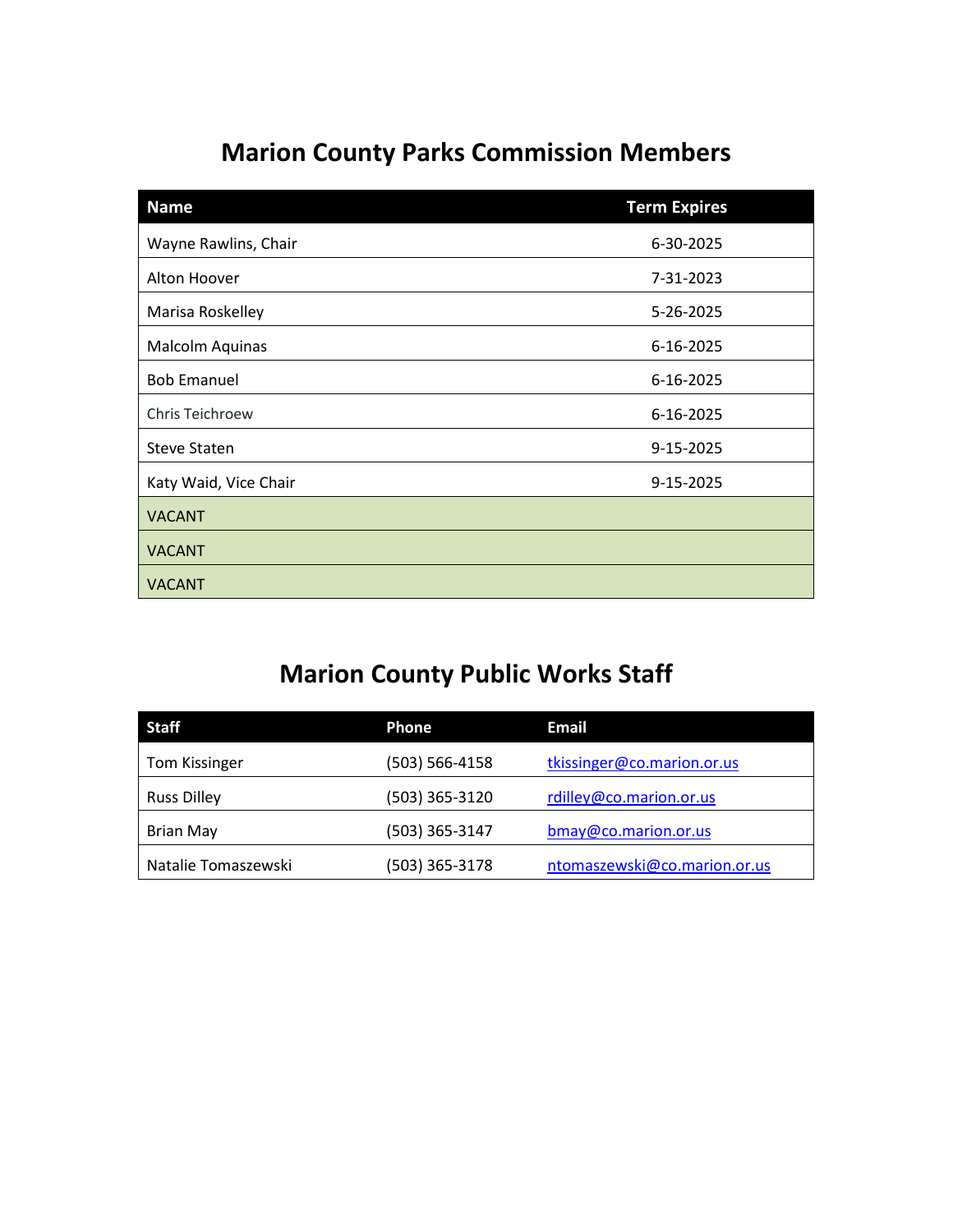# Marion County Parks Commission Members

| Name | Term Expires |
|---|---|
| Wayne Rawlins, Chair | 6-30-2025 |
| Alton Hoover | 7-31-2023 |
| Marisa Roskelley | 5-26-2025 |
| Malcolm Aquinas | 6-16-2025 |
| Bob Emanuel | 6-16-2025 |
| Chris Teichroew | 6-16-2025 |
| Steve Staten | 9-15-2025 |
| Katy Waid, Vice Chair | 9-15-2025 |
| VACANT | |
| VACANT | |
| VACANT | |

# Marion County Public Works Staff

| Staff | Phone | Email |
|---|---|---|
| Tom Kissinger | (503) 566-4158 | tkissinger@co.marion.or.us |
| Russ Dilley | (503) 365-3120 | rdilley@co.marion.or.us |
| Brian May | (503) 365-3147 | bmay@co.marion.or.us |
| Natalie Tomaszewski | (503) 365-3178 | ntomaszewski@co.marion.or.us |